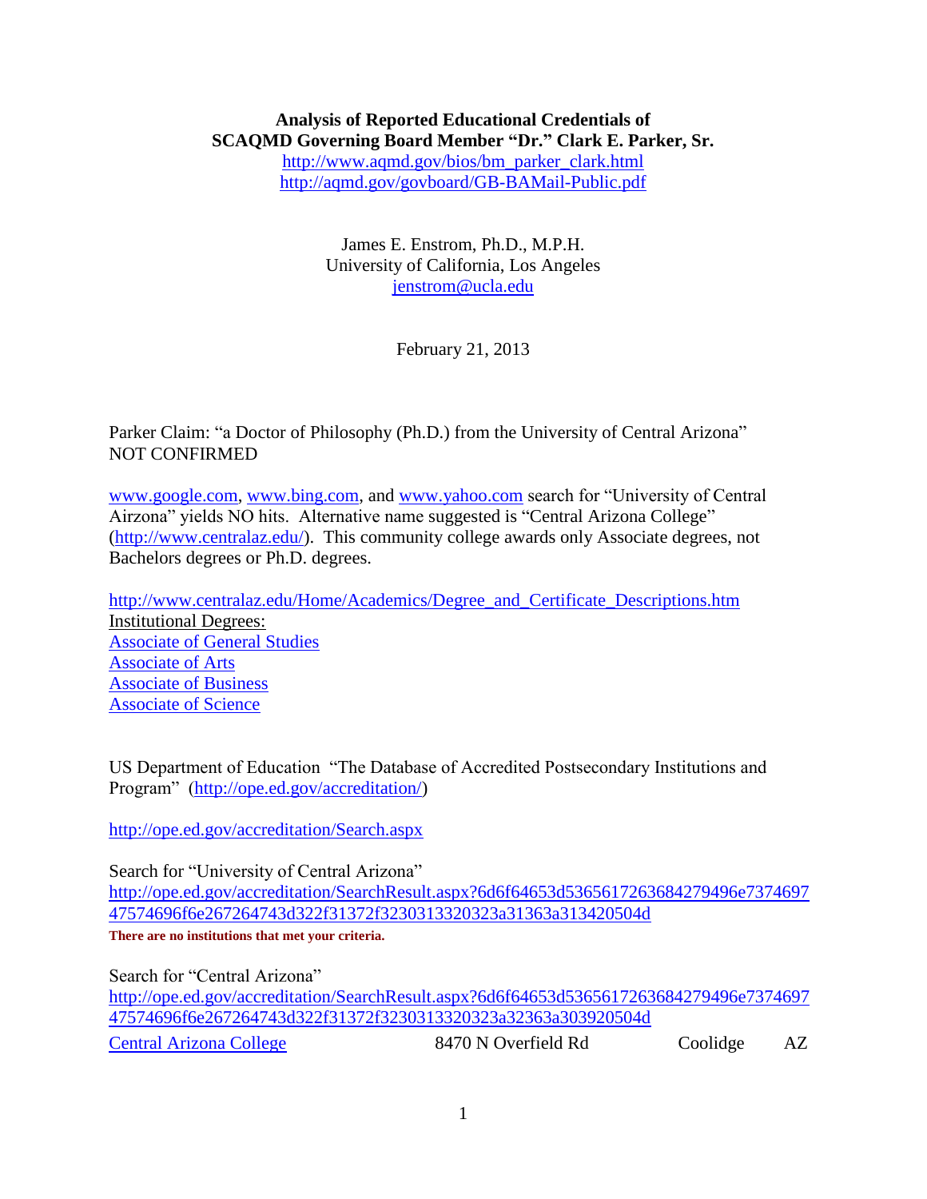**Analysis of Reported Educational Credentials of**
**SCAQMD Governing Board Member "Dr." Clark E. Parker, Sr.**

http://www.aqmd.gov/bios/bm_parker_clark.html
http://aqmd.gov/govboard/GB-BAMail-Public.pdf

James E. Enstrom, Ph.D., M.P.H.
University of California, Los Angeles
jenstrom@ucla.edu

February 21, 2013

Parker Claim: "a Doctor of Philosophy (Ph.D.) from the University of Central Arizona"
NOT CONFIRMED

www.google.com, www.bing.com, and www.yahoo.com search for "University of Central Airzona" yields NO hits. Alternative name suggested is "Central Arizona College" (http://www.centralaz.edu/). This community college awards only Associate degrees, not Bachelors degrees or Ph.D. degrees.

http://www.centralaz.edu/Home/Academics/Degree_and_Certificate_Descriptions.htm
Institutional Degrees:
Associate of General Studies
Associate of Arts
Associate of Business
Associate of Science

US Department of Education "The Database of Accredited Postsecondary Institutions and Program" (http://ope.ed.gov/accreditation/)

http://ope.ed.gov/accreditation/Search.aspx

Search for "University of Central Arizona"
http://ope.ed.gov/accreditation/SearchResult.aspx?6d6f64653d536561726368427949 6e737469747574696f6e267264743d322f31372f3230313320323a31363a313420504d

**There are no institutions that met your criteria.**

Search for "Central Arizona"
http://ope.ed.gov/accreditation/SearchResult.aspx?6d6f64653d536561726368427949 6e737469747574696f6e267264743d322f31372f3230313320323a32363a303920504d

| Central Arizona College | 8470 N Overfield Rd | Coolidge | AZ |
|---|---|---|---|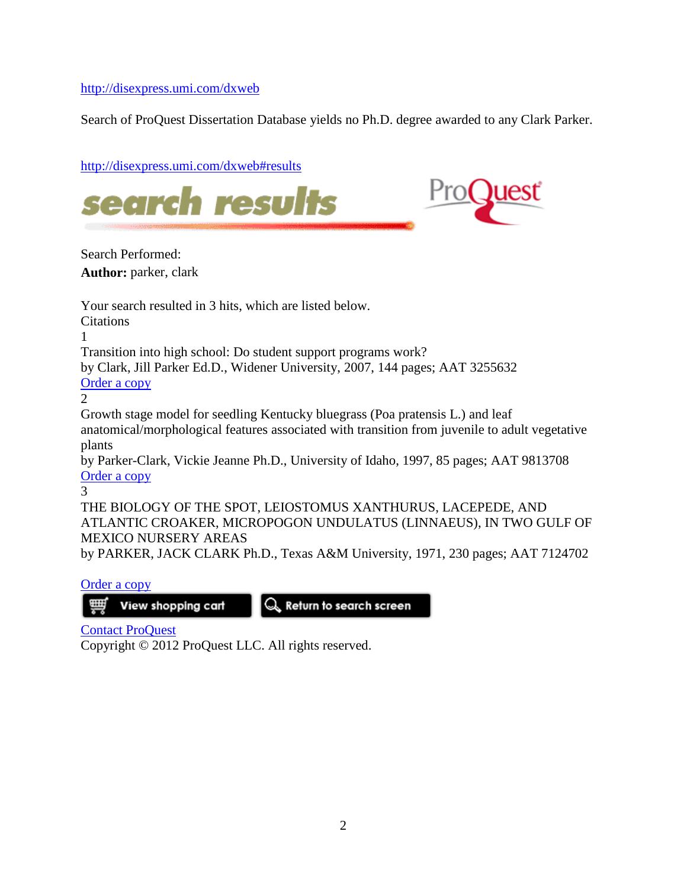http://disexpress.umi.com/dxweb

Search of ProQuest Dissertation Database yields no Ph.D. degree awarded to any Clark Parker.

http://disexpress.umi.com/dxweb#results

**search results** ProQuest

Search Performed:
**Author:** parker, clark

Your search resulted in 3 hits, which are listed below.
Citations

1
Transition into high school: Do student support programs work?
by Clark, Jill Parker Ed.D., Widener University, 2007, 144 pages; AAT 3255632
Order a copy

2
Growth stage model for seedling Kentucky bluegrass (Poa pratensis L.) and leaf anatomical/morphological features associated with transition from juvenile to adult vegetative plants
by Parker-Clark, Vickie Jeanne Ph.D., University of Idaho, 1997, 85 pages; AAT 9813708
Order a copy

3
THE BIOLOGY OF THE SPOT, LEIOSTOMUS XANTHURUS, LACEPEDE, AND ATLANTIC CROAKER, MICROPOGON UNDULATUS (LINNAEUS), IN TWO GULF OF MEXICO NURSERY AREAS
by PARKER, JACK CLARK Ph.D., Texas A&M University, 1971, 230 pages; AAT 7124702

Order a copy

View shopping cart | Return to search screen

Contact ProQuest
Copyright © 2012 ProQuest LLC. All rights reserved.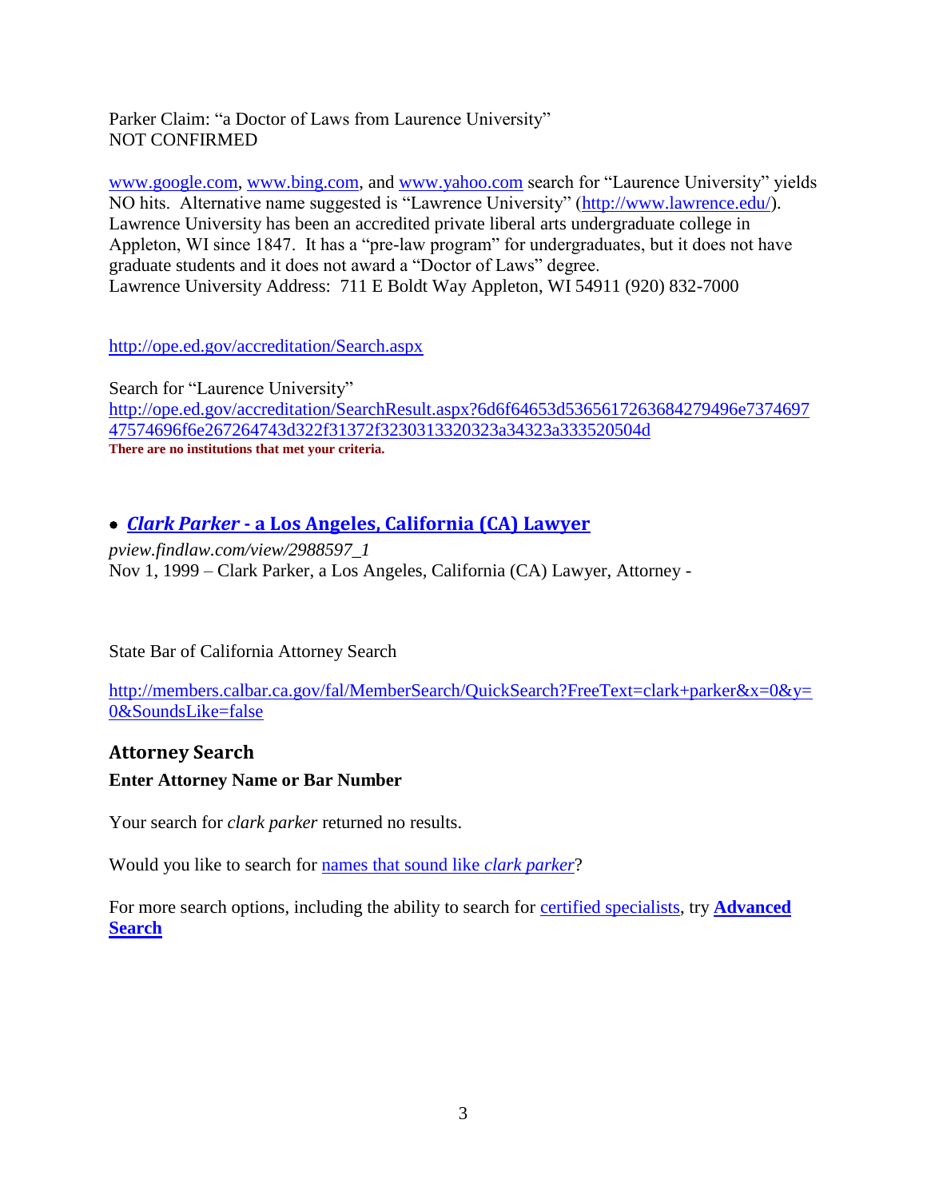Parker Claim: "a Doctor of Laws from Laurence University"
NOT CONFIRMED

[www.google.com](http://www.google.com), [www.bing.com](http://www.bing.com), and [www.yahoo.com](http://www.yahoo.com) search for "Laurence University" yields NO hits. Alternative name suggested is "Lawrence University" ([http://www.lawrence.edu/](http://www.lawrence.edu/)). Lawrence University has been an accredited private liberal arts undergraduate college in Appleton, WI since 1847. It has a "pre-law program" for undergraduates, but it does not have graduate students and it does not award a "Doctor of Laws" degree.
Lawrence University Address: 711 E Boldt Way Appleton, WI 54911 (920) 832-7000

[http://ope.ed.gov/accreditation/Search.aspx](http://ope.ed.gov/accreditation/Search.aspx)

Search for "Laurence University"
[http://ope.ed.gov/accreditation/SearchResult.aspx?6d6f64653d5365617263684279496e737469747574696f6e267264743d322f31372f3230313320323a34323a333520504d](http://ope.ed.gov/accreditation/SearchResult.aspx?6d6f64653d5365617263684279496e737469747574696f6e267264743d322f31372f3230313320323a34323a333520504d)
**There are no institutions that met your criteria.**

- [***Clark Parker*** **- a Los Angeles, California (CA) Lawyer**](http://pview.findlaw.com/view/2988597_1)

*pview.findlaw.com/view/2988597_1*
Nov 1, 1999 – Clark Parker, a Los Angeles, California (CA) Lawyer, Attorney -

State Bar of California Attorney Search

[http://members.calbar.ca.gov/fal/MemberSearch/QuickSearch?FreeText=clark+parker&x=0&y=0&SoundsLike=false](http://members.calbar.ca.gov/fal/MemberSearch/QuickSearch?FreeText=clark+parker&x=0&y=0&SoundsLike=false)

## Attorney Search

**Enter Attorney Name or Bar Number**

Your search for *clark parker* returned no results.

Would you like to search for names that sound like *clark parker*?

For more search options, including the ability to search for certified specialists, try **Advanced Search**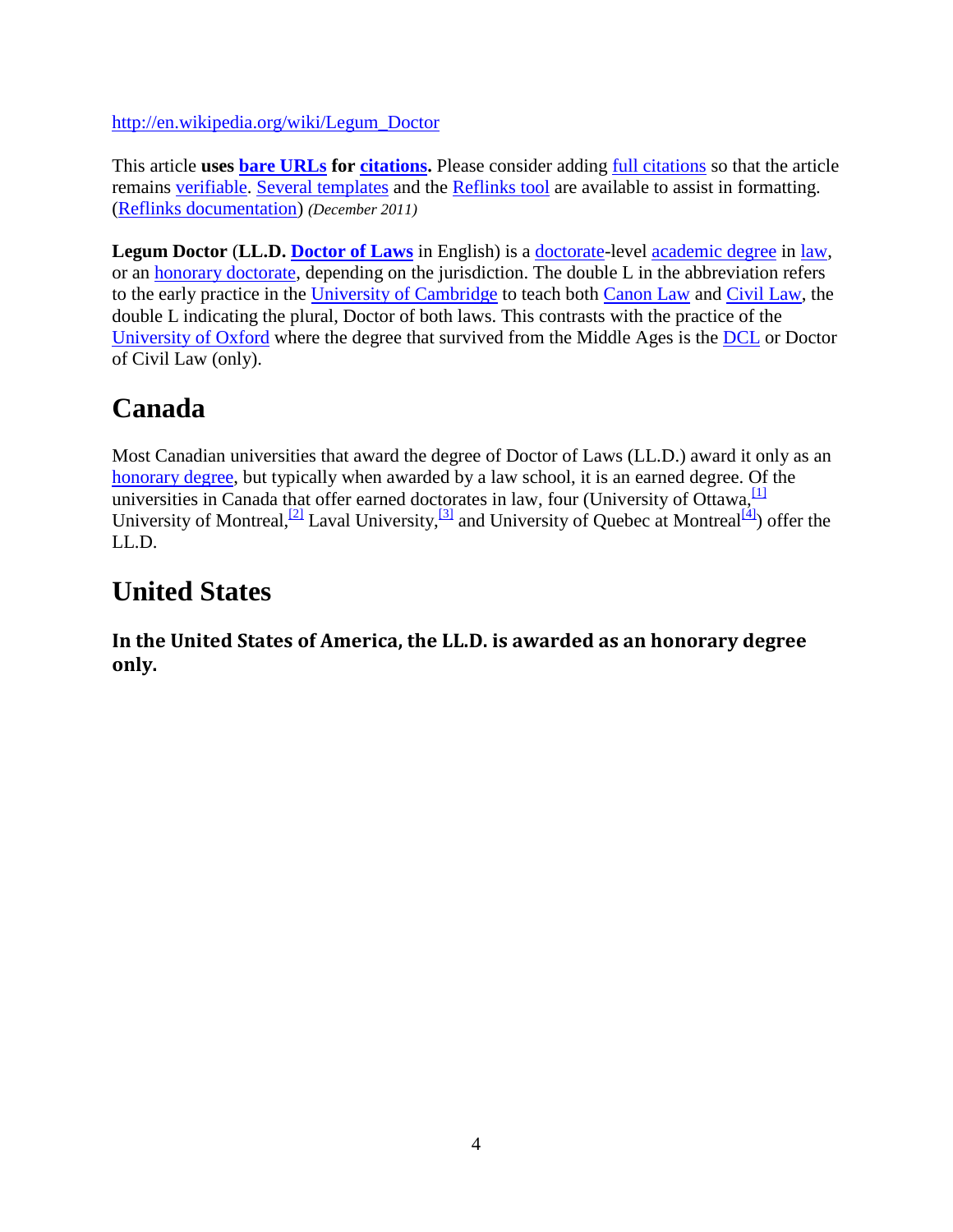http://en.wikipedia.org/wiki/Legum_Doctor

This article **uses bare URLs for citations.** Please consider adding full citations so that the article remains verifiable. Several templates and the Reflinks tool are available to assist in formatting. (Reflinks documentation) *(December 2011)*

**Legum Doctor** (**LL.D. Doctor of Laws** in English) is a doctorate-level academic degree in law, or an honorary doctorate, depending on the jurisdiction. The double L in the abbreviation refers to the early practice in the University of Cambridge to teach both Canon Law and Civil Law, the double L indicating the plural, Doctor of both laws. This contrasts with the practice of the University of Oxford where the degree that survived from the Middle Ages is the DCL or Doctor of Civil Law (only).

# Canada

Most Canadian universities that award the degree of Doctor of Laws (LL.D.) award it only as an honorary degree, but typically when awarded by a law school, it is an earned degree. Of the universities in Canada that offer earned doctorates in law, four (University of Ottawa,[1] University of Montreal,[2] Laval University,[3] and University of Quebec at Montreal[4]) offer the LL.D.

# United States

### In the United States of America, the LL.D. is awarded as an honorary degree only.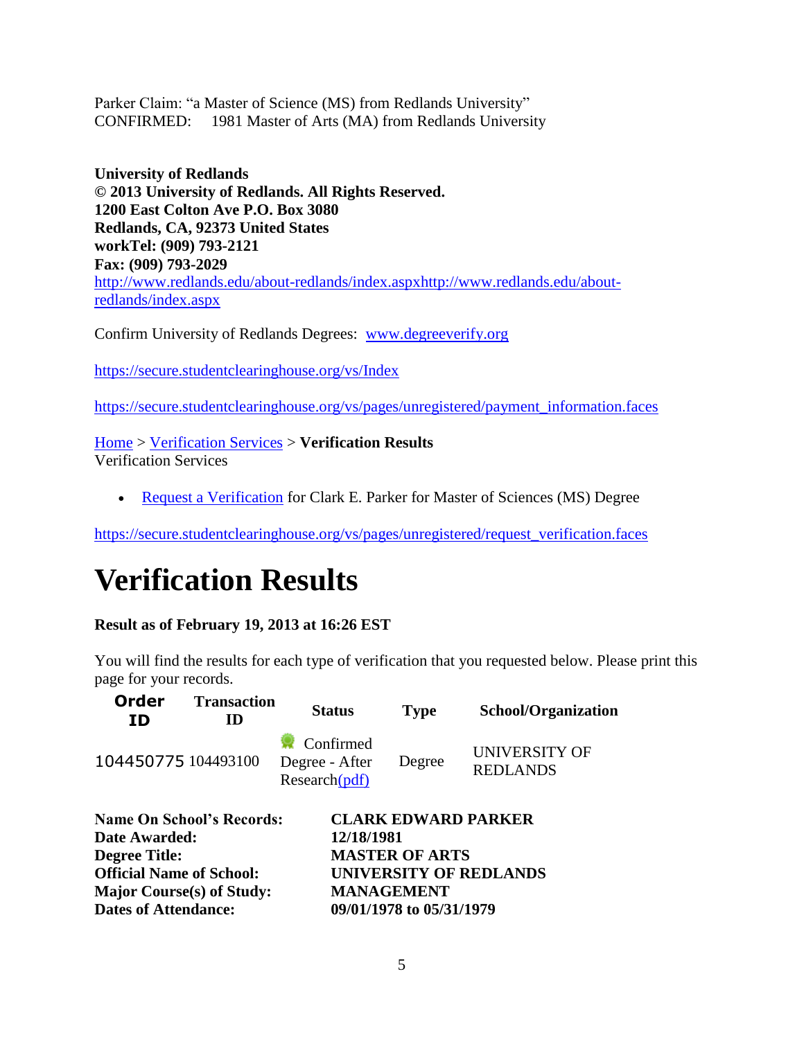Parker Claim: “a Master of Science (MS) from Redlands University”
CONFIRMED: 1981 Master of Arts (MA) from Redlands University

**University of Redlands**
**© 2013 University of Redlands. All Rights Reserved.**
**1200 East Colton Ave P.O. Box 3080**
**Redlands, CA, 92373 United States**
**workTel: (909) 793-2121**
**Fax: (909) 793-2029**
http://www.redlands.edu/about-redlands/index.aspxhttp://www.redlands.edu/about-redlands/index.aspx

Confirm University of Redlands Degrees: www.degreeverify.org

https://secure.studentclearinghouse.org/vs/Index

https://secure.studentclearinghouse.org/vs/pages/unregistered/payment_information.faces

Home > Verification Services > **Verification Results**
Verification Services

- Request a Verification for Clark E. Parker for Master of Sciences (MS) Degree

https://secure.studentclearinghouse.org/vs/pages/unregistered/request_verification.faces

# Verification Results

**Result as of February 19, 2013 at 16:26 EST**

You will find the results for each type of verification that you requested below. Please print this page for your records.

| Order ID | Transaction ID | Status | Type | School/Organization |
|---|---|---|---|---|
| 104450775 | 104493100 | Confirmed Degree - After Research(pdf) | Degree | UNIVERSITY OF REDLANDS |

| | |
|---|---|
| **Name On School’s Records:** | **CLARK EDWARD PARKER** |
| **Date Awarded:** | **12/18/1981** |
| **Degree Title:** | **MASTER OF ARTS** |
| **Official Name of School:** | **UNIVERSITY OF REDLANDS** |
| **Major Course(s) of Study:** | **MANAGEMENT** |
| **Dates of Attendance:** | **09/01/1978 to 05/31/1979** |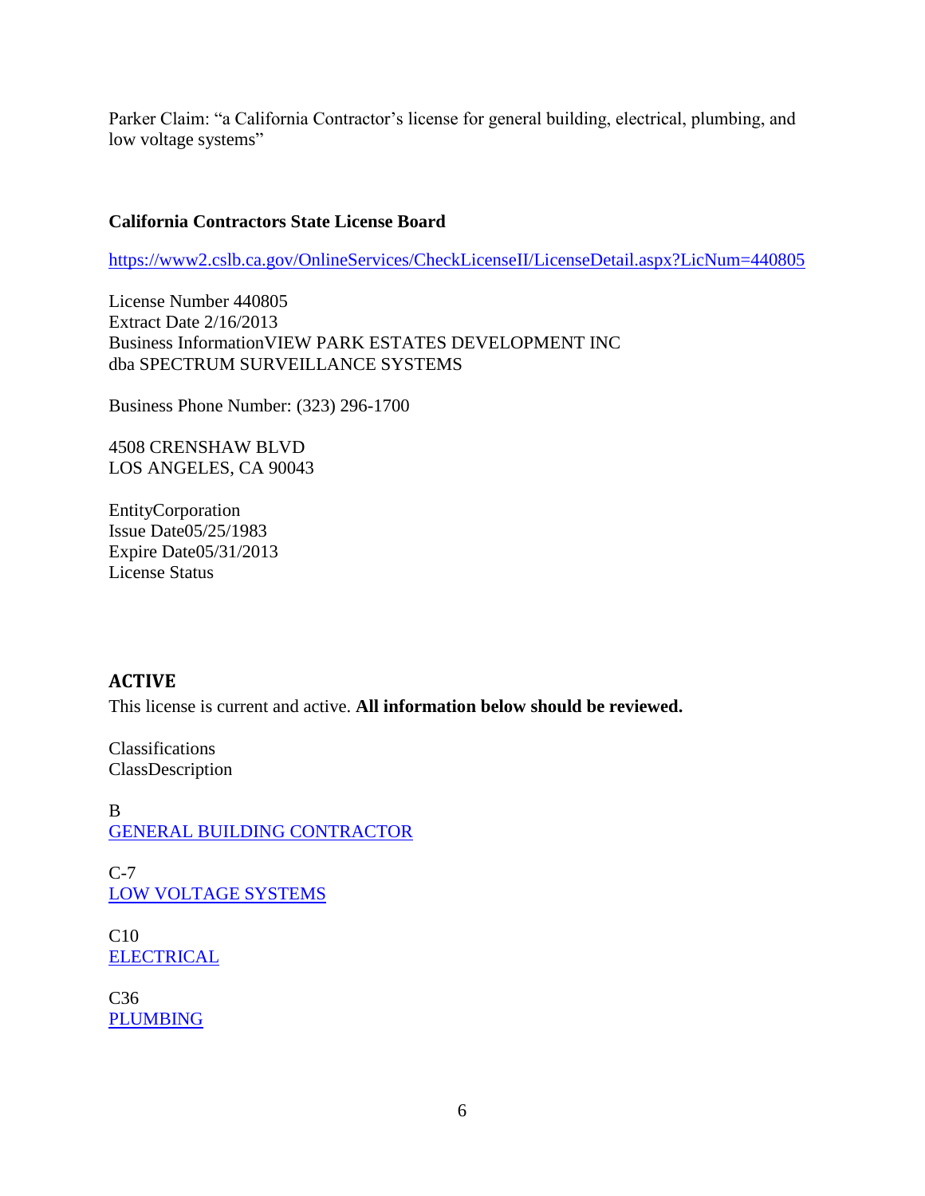Parker Claim: "a California Contractor's license for general building, electrical, plumbing, and low voltage systems"

**California Contractors State License Board**

https://www2.cslb.ca.gov/OnlineServices/CheckLicenseII/LicenseDetail.aspx?LicNum=440805

License Number 440805
Extract Date 2/16/2013
Business InformationVIEW PARK ESTATES DEVELOPMENT INC
dba SPECTRUM SURVEILLANCE SYSTEMS

Business Phone Number: (323) 296-1700

4508 CRENSHAW BLVD
LOS ANGELES, CA 90043

EntityCorporation
Issue Date05/25/1983
Expire Date05/31/2013
License Status

**ACTIVE**

This license is current and active. **All information below should be reviewed.**

Classifications
ClassDescription

B
GENERAL BUILDING CONTRACTOR

C-7
LOW VOLTAGE SYSTEMS

C10
ELECTRICAL

C36
PLUMBING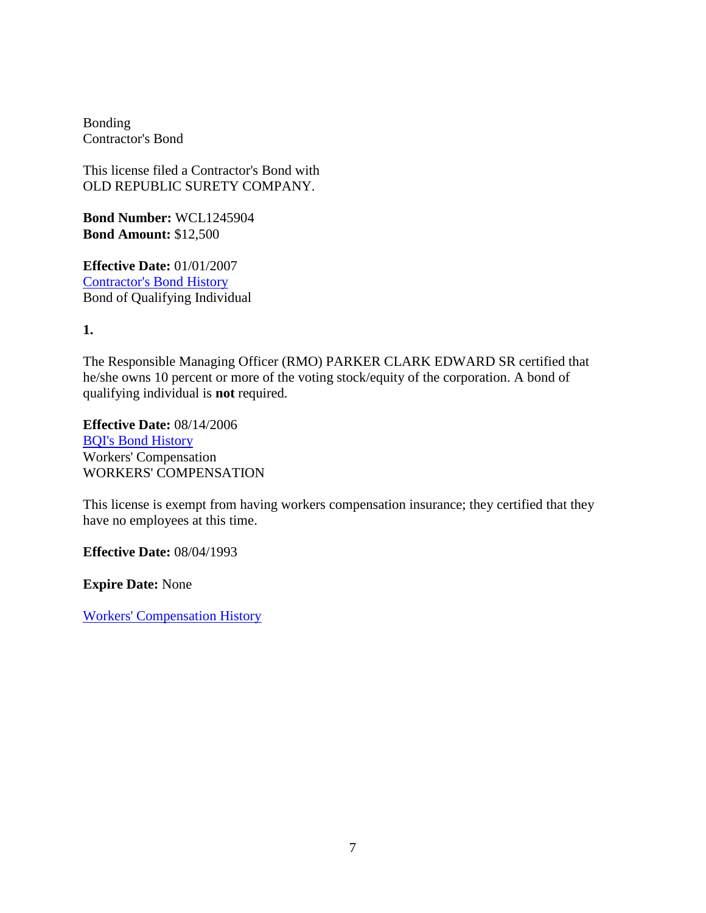Bonding
Contractor's Bond

This license filed a Contractor's Bond with
OLD REPUBLIC SURETY COMPANY.

**Bond Number:** WCL1245904
**Bond Amount:** $12,500

**Effective Date:** 01/01/2007
Contractor's Bond History
Bond of Qualifying Individual

**1.**

The Responsible Managing Officer (RMO) PARKER CLARK EDWARD SR certified that he/she owns 10 percent or more of the voting stock/equity of the corporation. A bond of qualifying individual is **not** required.

**Effective Date:** 08/14/2006
BQI's Bond History
Workers' Compensation
WORKERS' COMPENSATION

This license is exempt from having workers compensation insurance; they certified that they have no employees at this time.

**Effective Date:** 08/04/1993

**Expire Date:** None

Workers' Compensation History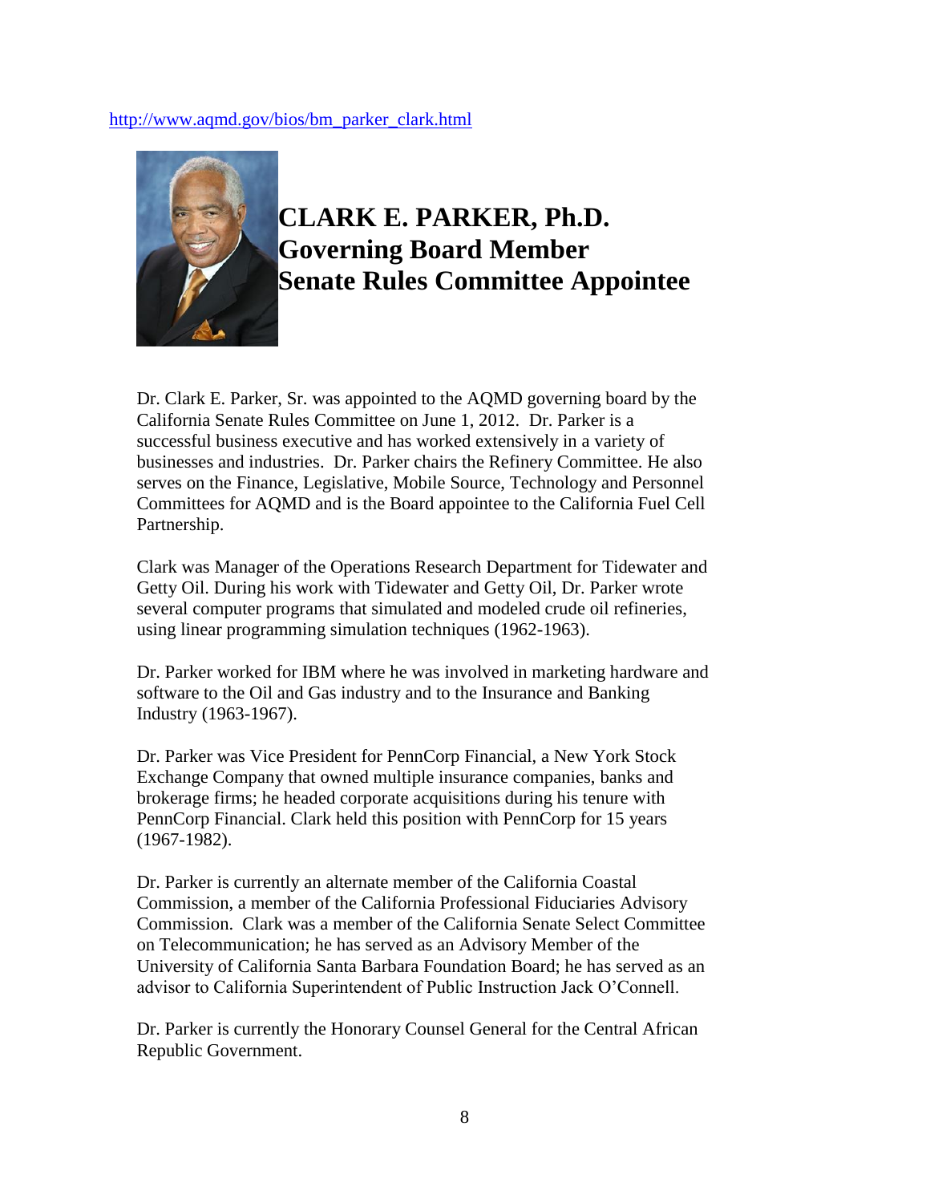http://www.aqmd.gov/bios/bm_parker_clark.html

# CLARK E. PARKER, Ph.D.
# Governing Board Member
# Senate Rules Committee Appointee

Dr. Clark E. Parker, Sr. was appointed to the AQMD governing board by the California Senate Rules Committee on June 1, 2012. Dr. Parker is a successful business executive and has worked extensively in a variety of businesses and industries. Dr. Parker chairs the Refinery Committee. He also serves on the Finance, Legislative, Mobile Source, Technology and Personnel Committees for AQMD and is the Board appointee to the California Fuel Cell Partnership.

Clark was Manager of the Operations Research Department for Tidewater and Getty Oil. During his work with Tidewater and Getty Oil, Dr. Parker wrote several computer programs that simulated and modeled crude oil refineries, using linear programming simulation techniques (1962-1963).

Dr. Parker worked for IBM where he was involved in marketing hardware and software to the Oil and Gas industry and to the Insurance and Banking Industry (1963-1967).

Dr. Parker was Vice President for PennCorp Financial, a New York Stock Exchange Company that owned multiple insurance companies, banks and brokerage firms; he headed corporate acquisitions during his tenure with PennCorp Financial. Clark held this position with PennCorp for 15 years (1967-1982).

Dr. Parker is currently an alternate member of the California Coastal Commission, a member of the California Professional Fiduciaries Advisory Commission. Clark was a member of the California Senate Select Committee on Telecommunication; he has served as an Advisory Member of the University of California Santa Barbara Foundation Board; he has served as an advisor to California Superintendent of Public Instruction Jack O'Connell.

Dr. Parker is currently the Honorary Counsel General for the Central African Republic Government.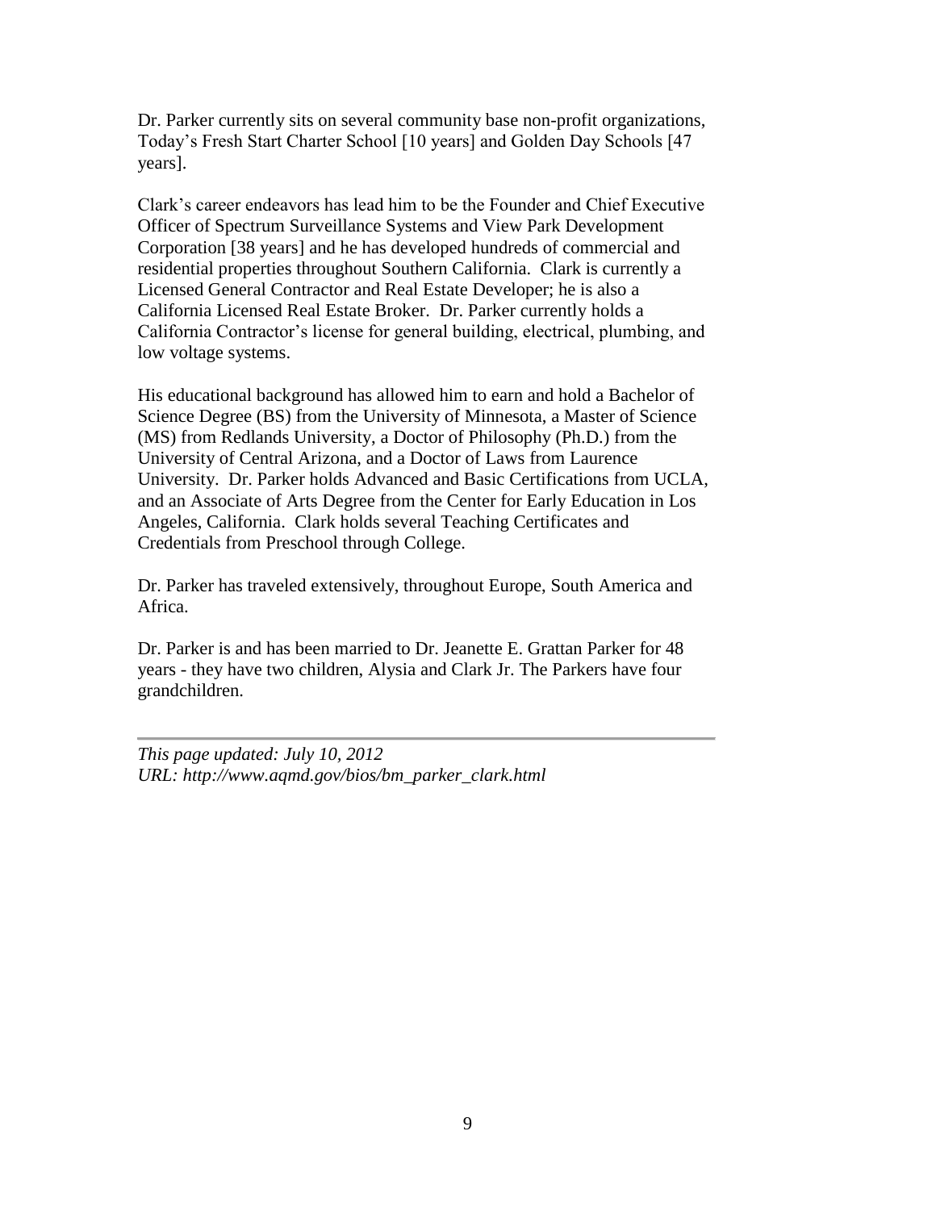Dr. Parker currently sits on several community base non-profit organizations, Today's Fresh Start Charter School [10 years] and Golden Day Schools [47 years].

Clark's career endeavors has lead him to be the Founder and Chief Executive Officer of Spectrum Surveillance Systems and View Park Development Corporation [38 years] and he has developed hundreds of commercial and residential properties throughout Southern California. Clark is currently a Licensed General Contractor and Real Estate Developer; he is also a California Licensed Real Estate Broker. Dr. Parker currently holds a California Contractor's license for general building, electrical, plumbing, and low voltage systems.

His educational background has allowed him to earn and hold a Bachelor of Science Degree (BS) from the University of Minnesota, a Master of Science (MS) from Redlands University, a Doctor of Philosophy (Ph.D.) from the University of Central Arizona, and a Doctor of Laws from Laurence University. Dr. Parker holds Advanced and Basic Certifications from UCLA, and an Associate of Arts Degree from the Center for Early Education in Los Angeles, California. Clark holds several Teaching Certificates and Credentials from Preschool through College.

Dr. Parker has traveled extensively, throughout Europe, South America and Africa.

Dr. Parker is and has been married to Dr. Jeanette E. Grattan Parker for 48 years - they have two children, Alysia and Clark Jr. The Parkers have four grandchildren.

---

*This page updated: July 10, 2012*
*URL: http://www.aqmd.gov/bios/bm_parker_clark.html*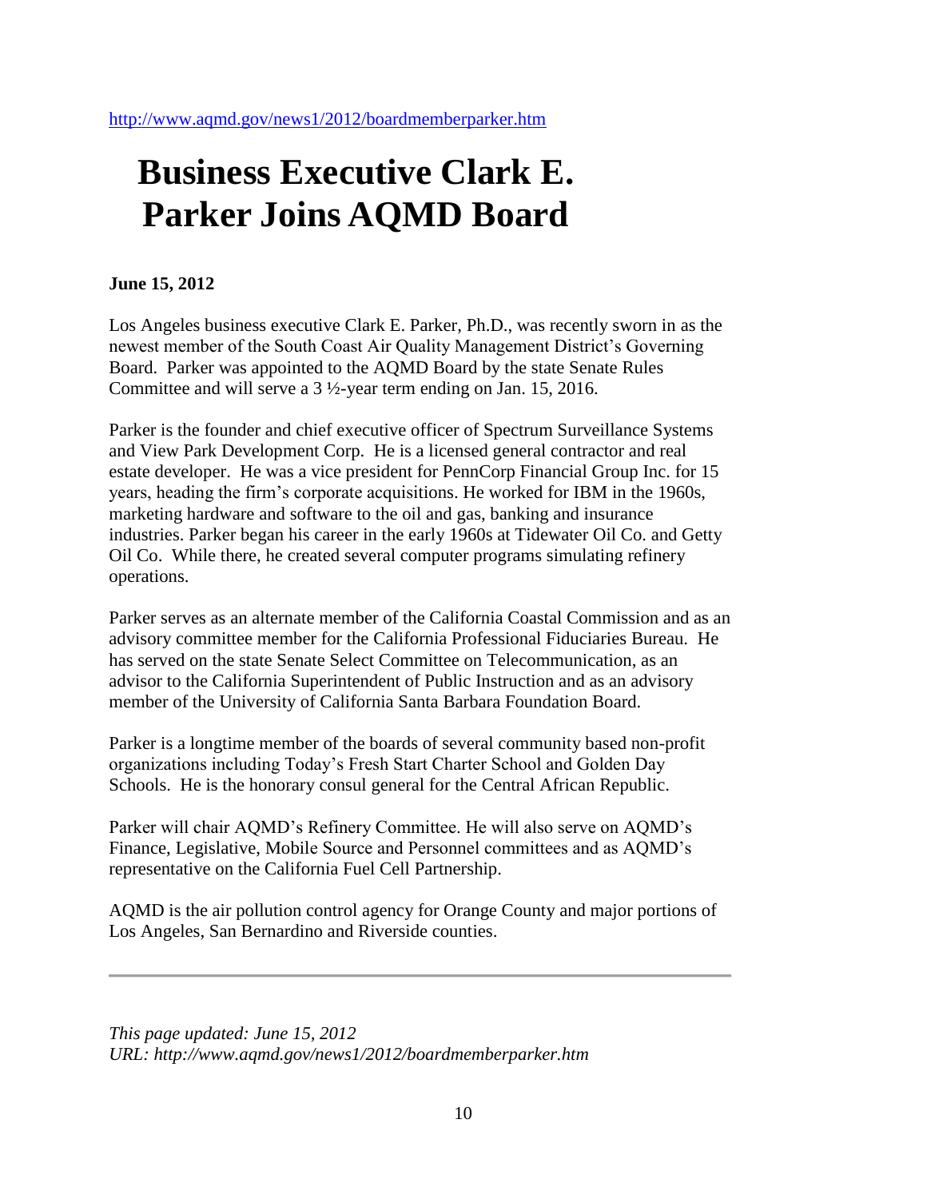http://www.aqmd.gov/news1/2012/boardmemberparker.htm

# Business Executive Clark E. Parker Joins AQMD Board

**June 15, 2012**

Los Angeles business executive Clark E. Parker, Ph.D., was recently sworn in as the newest member of the South Coast Air Quality Management District's Governing Board. Parker was appointed to the AQMD Board by the state Senate Rules Committee and will serve a 3 ½-year term ending on Jan. 15, 2016.

Parker is the founder and chief executive officer of Spectrum Surveillance Systems and View Park Development Corp. He is a licensed general contractor and real estate developer. He was a vice president for PennCorp Financial Group Inc. for 15 years, heading the firm's corporate acquisitions. He worked for IBM in the 1960s, marketing hardware and software to the oil and gas, banking and insurance industries. Parker began his career in the early 1960s at Tidewater Oil Co. and Getty Oil Co. While there, he created several computer programs simulating refinery operations.

Parker serves as an alternate member of the California Coastal Commission and as an advisory committee member for the California Professional Fiduciaries Bureau. He has served on the state Senate Select Committee on Telecommunication, as an advisor to the California Superintendent of Public Instruction and as an advisory member of the University of California Santa Barbara Foundation Board.

Parker is a longtime member of the boards of several community based non-profit organizations including Today's Fresh Start Charter School and Golden Day Schools. He is the honorary consul general for the Central African Republic.

Parker will chair AQMD's Refinery Committee. He will also serve on AQMD's Finance, Legislative, Mobile Source and Personnel committees and as AQMD's representative on the California Fuel Cell Partnership.

AQMD is the air pollution control agency for Orange County and major portions of Los Angeles, San Bernardino and Riverside counties.

---

*This page updated: June 15, 2012*
*URL: http://www.aqmd.gov/news1/2012/boardmemberparker.htm*